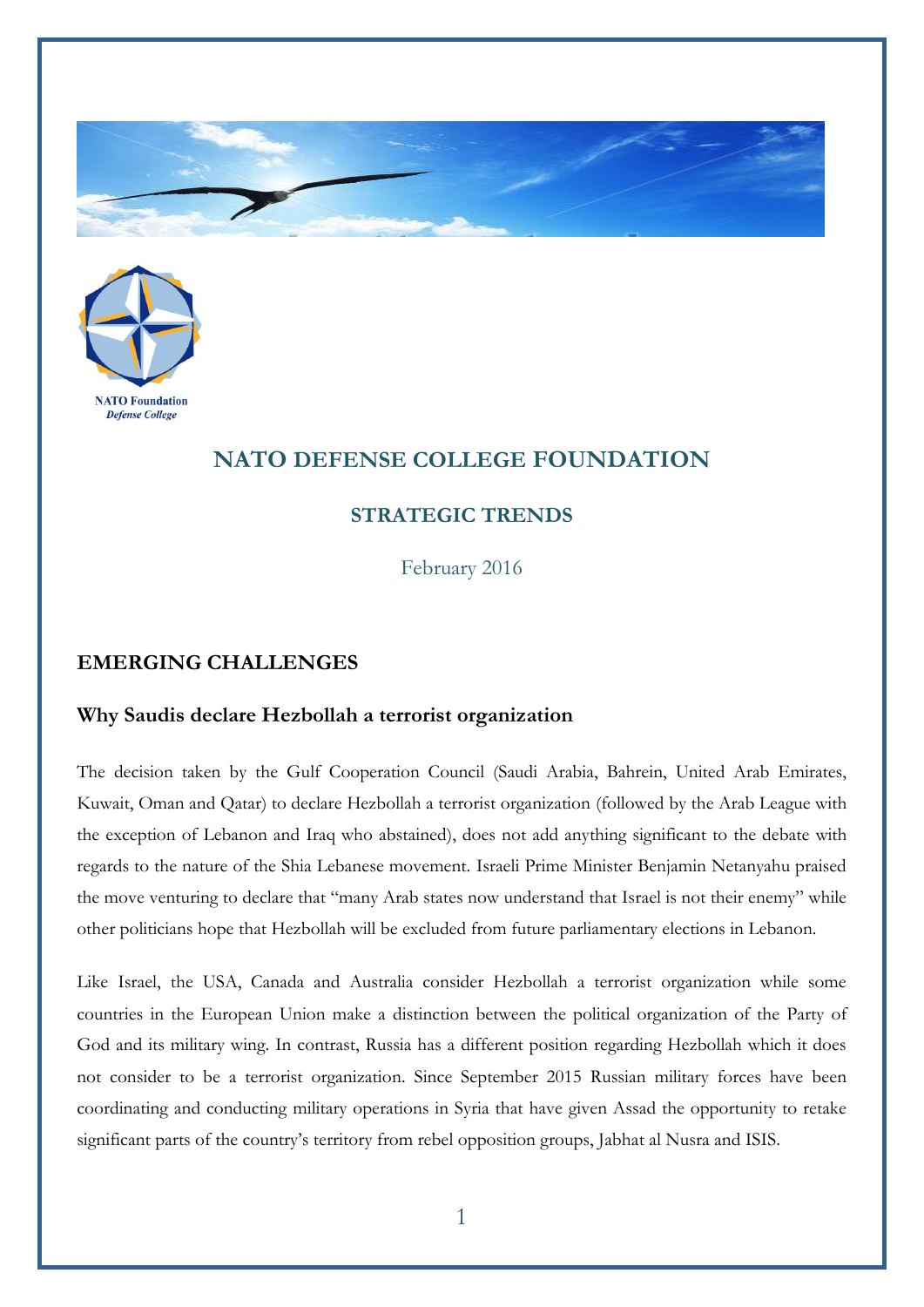NATO Foundation
*Defense College*

# NATO DEFENSE COLLEGE FOUNDATION

## STRATEGIC TRENDS

February 2016

## EMERGING CHALLENGES

### Why Saudis declare Hezbollah a terrorist organization

The decision taken by the Gulf Cooperation Council (Saudi Arabia, Bahrein, United Arab Emirates, Kuwait, Oman and Qatar) to declare Hezbollah a terrorist organization (followed by the Arab League with the exception of Lebanon and Iraq who abstained), does not add anything significant to the debate with regards to the nature of the Shia Lebanese movement. Israeli Prime Minister Benjamin Netanyahu praised the move venturing to declare that "many Arab states now understand that Israel is not their enemy" while other politicians hope that Hezbollah will be excluded from future parliamentary elections in Lebanon.

Like Israel, the USA, Canada and Australia consider Hezbollah a terrorist organization while some countries in the European Union make a distinction between the political organization of the Party of God and its military wing. In contrast, Russia has a different position regarding Hezbollah which it does not consider to be a terrorist organization. Since September 2015 Russian military forces have been coordinating and conducting military operations in Syria that have given Assad the opportunity to retake significant parts of the country's territory from rebel opposition groups, Jabhat al Nusra and ISIS.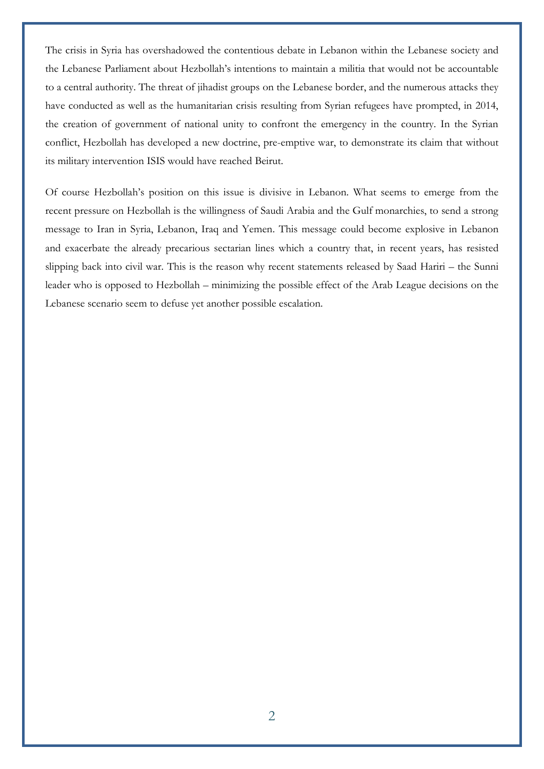The crisis in Syria has overshadowed the contentious debate in Lebanon within the Lebanese society and the Lebanese Parliament about Hezbollah's intentions to maintain a militia that would not be accountable to a central authority. The threat of jihadist groups on the Lebanese border, and the numerous attacks they have conducted as well as the humanitarian crisis resulting from Syrian refugees have prompted, in 2014, the creation of government of national unity to confront the emergency in the country. In the Syrian conflict, Hezbollah has developed a new doctrine, pre-emptive war, to demonstrate its claim that without its military intervention ISIS would have reached Beirut.

Of course Hezbollah's position on this issue is divisive in Lebanon. What seems to emerge from the recent pressure on Hezbollah is the willingness of Saudi Arabia and the Gulf monarchies, to send a strong message to Iran in Syria, Lebanon, Iraq and Yemen. This message could become explosive in Lebanon and exacerbate the already precarious sectarian lines which a country that, in recent years, has resisted slipping back into civil war. This is the reason why recent statements released by Saad Hariri – the Sunni leader who is opposed to Hezbollah – minimizing the possible effect of the Arab League decisions on the Lebanese scenario seem to defuse yet another possible escalation.